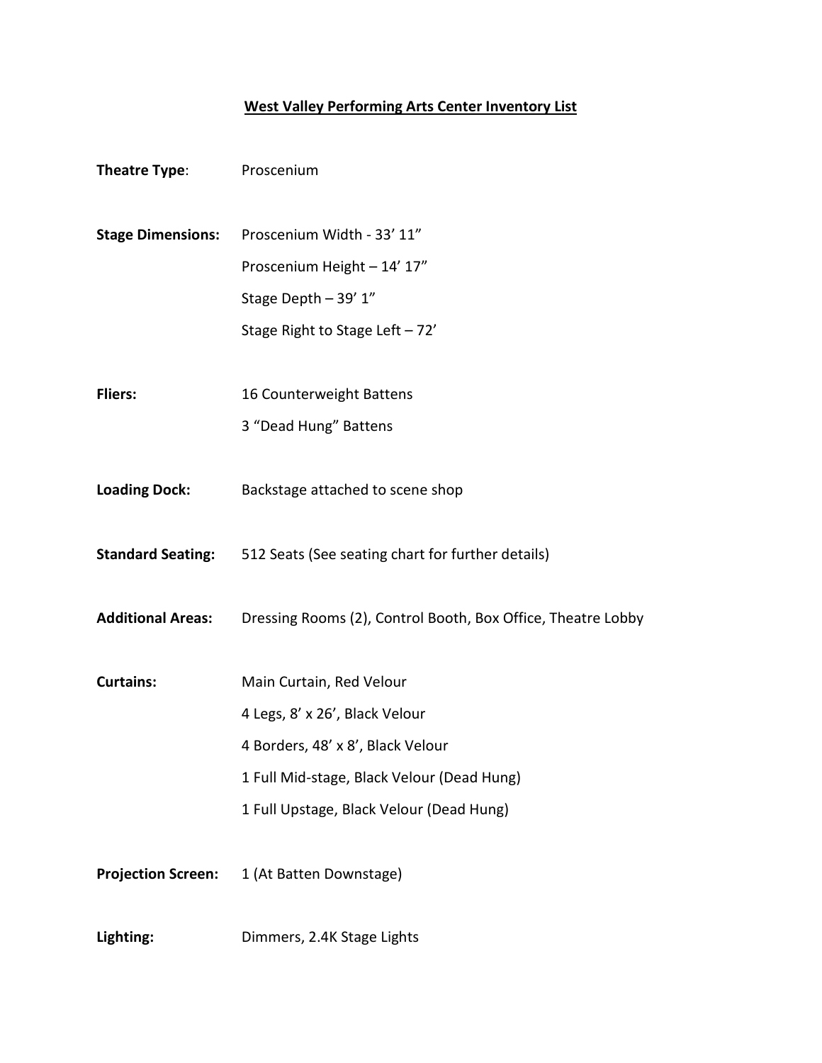# West Valley Performing Arts Center Inventory List

**Theatre Type**: Proscenium

**Stage Dimensions:** Proscenium Width - 33' 11"
Proscenium Height – 14' 17"
Stage Depth – 39' 1"
Stage Right to Stage Left – 72'

**Fliers:** 16 Counterweight Battens
3 "Dead Hung" Battens

**Loading Dock:** Backstage attached to scene shop

**Standard Seating:** 512 Seats (See seating chart for further details)

**Additional Areas:** Dressing Rooms (2), Control Booth, Box Office, Theatre Lobby

**Curtains:** Main Curtain, Red Velour
4 Legs, 8' x 26', Black Velour
4 Borders, 48' x 8', Black Velour
1 Full Mid-stage, Black Velour (Dead Hung)
1 Full Upstage, Black Velour (Dead Hung)

**Projection Screen:** 1 (At Batten Downstage)

**Lighting:** Dimmers, 2.4K Stage Lights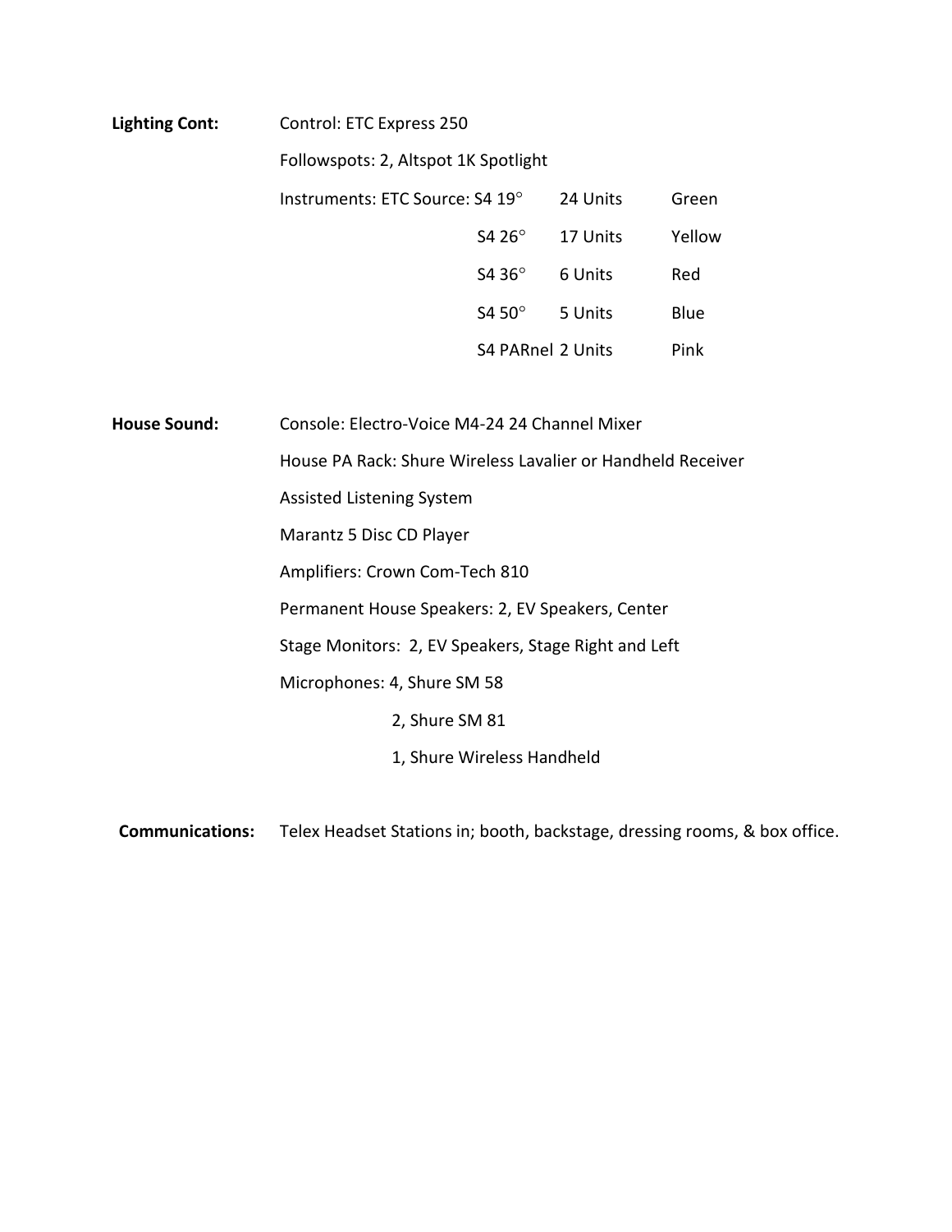**Lighting Cont:**

Control: ETC Express 250

Followspots: 2, Altspot 1K Spotlight

Instruments: ETC Source:

| | | |
|---|---|---|
| S4 19° | 24 Units | Green |
| S4 26° | 17 Units | Yellow |
| S4 36° | 6 Units | Red |
| S4 50° | 5 Units | Blue |
| S4 PARnel | 2 Units | Pink |

**House Sound:**

Console: Electro-Voice M4-24 24 Channel Mixer

House PA Rack: Shure Wireless Lavalier or Handheld Receiver

Assisted Listening System

Marantz 5 Disc CD Player

Amplifiers: Crown Com-Tech 810

Permanent House Speakers: 2, EV Speakers, Center

Stage Monitors: 2, EV Speakers, Stage Right and Left

Microphones: 4, Shure SM 58

2, Shure SM 81

1, Shure Wireless Handheld

**Communications:** Telex Headset Stations in; booth, backstage, dressing rooms, & box office.